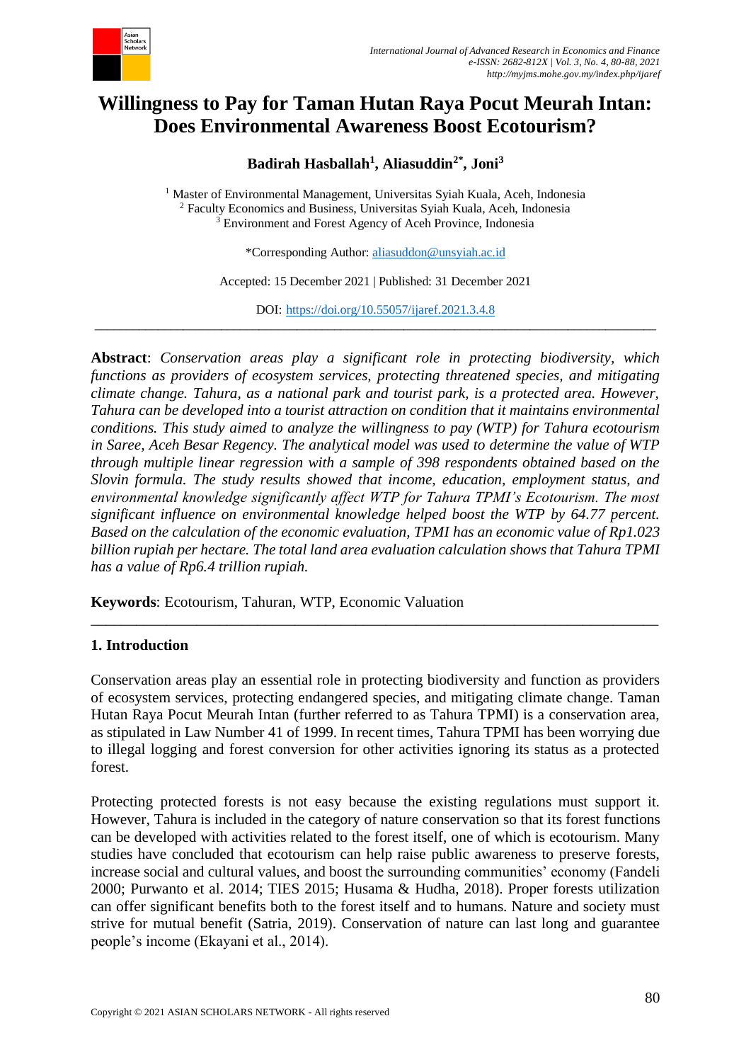# Willingness to Pay for Taman Hutan Raya Pocut Meurah Intan: Does Environmental Awareness Boost Ecotourism?

**Badirah Hasballah[1], Aliasuddin[2*], Joni[3]**

[1] Master of Environmental Management, Universitas Syiah Kuala, Aceh, Indonesia
[2] Faculty Economics and Business, Universitas Syiah Kuala, Aceh, Indonesia
[3] Environment and Forest Agency of Aceh Province, Indonesia

*Corresponding Author: aliasuddon@unsyiah.ac.id

Accepted: 15 December 2021 | Published: 31 December 2021

DOI: https://doi.org/10.55057/ijaref.2021.3.4.8

---

**Abstract**: *Conservation areas play a significant role in protecting biodiversity, which functions as providers of ecosystem services, protecting threatened species, and mitigating climate change. Tahura, as a national park and tourist park, is a protected area. However, Tahura can be developed into a tourist attraction on condition that it maintains environmental conditions. This study aimed to analyze the willingness to pay (WTP) for Tahura ecotourism in Saree, Aceh Besar Regency. The analytical model was used to determine the value of WTP through multiple linear regression with a sample of 398 respondents obtained based on the Slovin formula. The study results showed that income, education, employment status, and environmental knowledge significantly affect WTP for Tahura TPMI's Ecotourism. The most significant influence on environmental knowledge helped boost the WTP by 64.77 percent. Based on the calculation of the economic evaluation, TPMI has an economic value of Rp1.023 billion rupiah per hectare. The total land area evaluation calculation shows that Tahura TPMI has a value of Rp6.4 trillion rupiah.*

**Keywords**: Ecotourism, Tahuran, WTP, Economic Valuation

---

## 1. Introduction

Conservation areas play an essential role in protecting biodiversity and function as providers of ecosystem services, protecting endangered species, and mitigating climate change. Taman Hutan Raya Pocut Meurah Intan (further referred to as Tahura TPMI) is a conservation area, as stipulated in Law Number 41 of 1999. In recent times, Tahura TPMI has been worrying due to illegal logging and forest conversion for other activities ignoring its status as a protected forest.

Protecting protected forests is not easy because the existing regulations must support it. However, Tahura is included in the category of nature conservation so that its forest functions can be developed with activities related to the forest itself, one of which is ecotourism. Many studies have concluded that ecotourism can help raise public awareness to preserve forests, increase social and cultural values, and boost the surrounding communities' economy (Fandeli 2000; Purwanto et al. 2014; TIES 2015; Husama & Hudha, 2018). Proper forests utilization can offer significant benefits both to the forest itself and to humans. Nature and society must strive for mutual benefit (Satria, 2019). Conservation of nature can last long and guarantee people's income (Ekayani et al., 2014).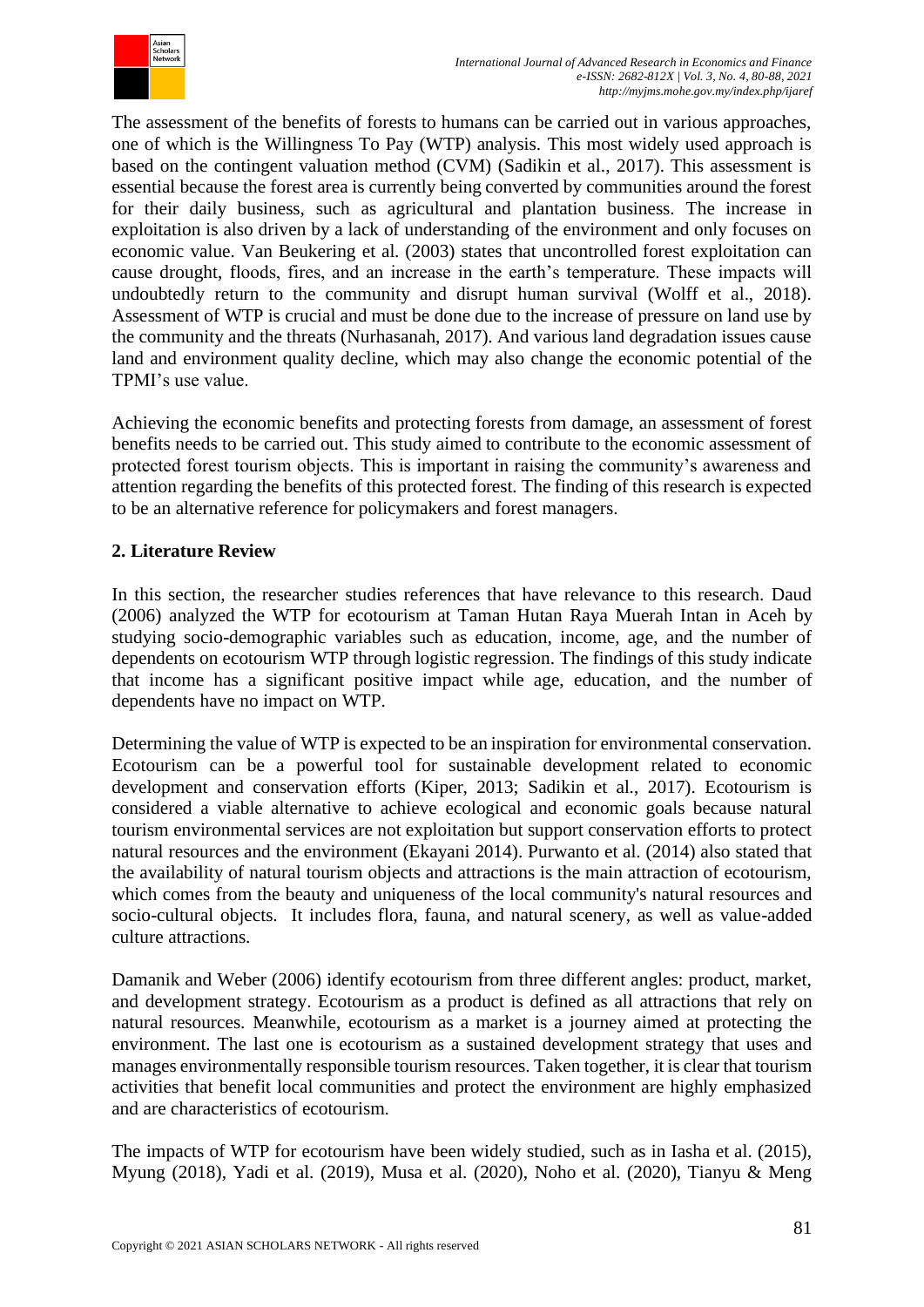The assessment of the benefits of forests to humans can be carried out in various approaches, one of which is the Willingness To Pay (WTP) analysis. This most widely used approach is based on the contingent valuation method (CVM) (Sadikin et al., 2017). This assessment is essential because the forest area is currently being converted by communities around the forest for their daily business, such as agricultural and plantation business. The increase in exploitation is also driven by a lack of understanding of the environment and only focuses on economic value. Van Beukering et al. (2003) states that uncontrolled forest exploitation can cause drought, floods, fires, and an increase in the earth's temperature. These impacts will undoubtedly return to the community and disrupt human survival (Wolff et al., 2018). Assessment of WTP is crucial and must be done due to the increase of pressure on land use by the community and the threats (Nurhasanah, 2017). And various land degradation issues cause land and environment quality decline, which may also change the economic potential of the TPMI's use value.

Achieving the economic benefits and protecting forests from damage, an assessment of forest benefits needs to be carried out. This study aimed to contribute to the economic assessment of protected forest tourism objects. This is important in raising the community's awareness and attention regarding the benefits of this protected forest. The finding of this research is expected to be an alternative reference for policymakers and forest managers.

## 2. Literature Review

In this section, the researcher studies references that have relevance to this research. Daud (2006) analyzed the WTP for ecotourism at Taman Hutan Raya Muerah Intan in Aceh by studying socio-demographic variables such as education, income, age, and the number of dependents on ecotourism WTP through logistic regression. The findings of this study indicate that income has a significant positive impact while age, education, and the number of dependents have no impact on WTP.

Determining the value of WTP is expected to be an inspiration for environmental conservation. Ecotourism can be a powerful tool for sustainable development related to economic development and conservation efforts (Kiper, 2013; Sadikin et al., 2017). Ecotourism is considered a viable alternative to achieve ecological and economic goals because natural tourism environmental services are not exploitation but support conservation efforts to protect natural resources and the environment (Ekayani 2014). Purwanto et al. (2014) also stated that the availability of natural tourism objects and attractions is the main attraction of ecotourism, which comes from the beauty and uniqueness of the local community's natural resources and socio-cultural objects. It includes flora, fauna, and natural scenery, as well as value-added culture attractions.

Damanik and Weber (2006) identify ecotourism from three different angles: product, market, and development strategy. Ecotourism as a product is defined as all attractions that rely on natural resources. Meanwhile, ecotourism as a market is a journey aimed at protecting the environment. The last one is ecotourism as a sustained development strategy that uses and manages environmentally responsible tourism resources. Taken together, it is clear that tourism activities that benefit local communities and protect the environment are highly emphasized and are characteristics of ecotourism.

The impacts of WTP for ecotourism have been widely studied, such as in Iasha et al. (2015), Myung (2018), Yadi et al. (2019), Musa et al. (2020), Noho et al. (2020), Tianyu & Meng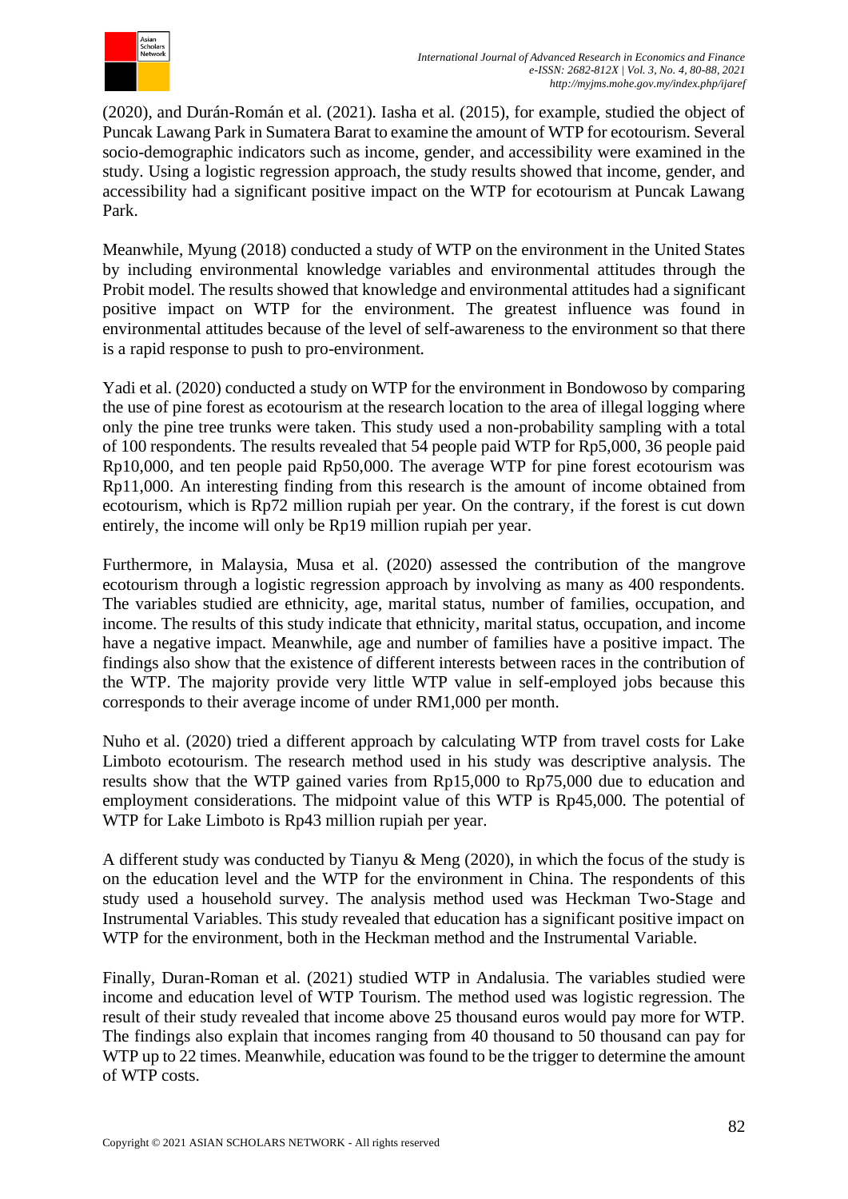(2020), and Durán-Román et al. (2021). Iasha et al. (2015), for example, studied the object of Puncak Lawang Park in Sumatera Barat to examine the amount of WTP for ecotourism. Several socio-demographic indicators such as income, gender, and accessibility were examined in the study. Using a logistic regression approach, the study results showed that income, gender, and accessibility had a significant positive impact on the WTP for ecotourism at Puncak Lawang Park.

Meanwhile, Myung (2018) conducted a study of WTP on the environment in the United States by including environmental knowledge variables and environmental attitudes through the Probit model. The results showed that knowledge and environmental attitudes had a significant positive impact on WTP for the environment. The greatest influence was found in environmental attitudes because of the level of self-awareness to the environment so that there is a rapid response to push to pro-environment.

Yadi et al. (2020) conducted a study on WTP for the environment in Bondowoso by comparing the use of pine forest as ecotourism at the research location to the area of illegal logging where only the pine tree trunks were taken. This study used a non-probability sampling with a total of 100 respondents. The results revealed that 54 people paid WTP for Rp5,000, 36 people paid Rp10,000, and ten people paid Rp50,000. The average WTP for pine forest ecotourism was Rp11,000. An interesting finding from this research is the amount of income obtained from ecotourism, which is Rp72 million rupiah per year. On the contrary, if the forest is cut down entirely, the income will only be Rp19 million rupiah per year.

Furthermore, in Malaysia, Musa et al. (2020) assessed the contribution of the mangrove ecotourism through a logistic regression approach by involving as many as 400 respondents. The variables studied are ethnicity, age, marital status, number of families, occupation, and income. The results of this study indicate that ethnicity, marital status, occupation, and income have a negative impact. Meanwhile, age and number of families have a positive impact. The findings also show that the existence of different interests between races in the contribution of the WTP. The majority provide very little WTP value in self-employed jobs because this corresponds to their average income of under RM1,000 per month.

Nuho et al. (2020) tried a different approach by calculating WTP from travel costs for Lake Limboto ecotourism. The research method used in his study was descriptive analysis. The results show that the WTP gained varies from Rp15,000 to Rp75,000 due to education and employment considerations. The midpoint value of this WTP is Rp45,000. The potential of WTP for Lake Limboto is Rp43 million rupiah per year.

A different study was conducted by Tianyu & Meng (2020), in which the focus of the study is on the education level and the WTP for the environment in China. The respondents of this study used a household survey. The analysis method used was Heckman Two-Stage and Instrumental Variables. This study revealed that education has a significant positive impact on WTP for the environment, both in the Heckman method and the Instrumental Variable.

Finally, Duran-Roman et al. (2021) studied WTP in Andalusia. The variables studied were income and education level of WTP Tourism. The method used was logistic regression. The result of their study revealed that income above 25 thousand euros would pay more for WTP. The findings also explain that incomes ranging from 40 thousand to 50 thousand can pay for WTP up to 22 times. Meanwhile, education was found to be the trigger to determine the amount of WTP costs.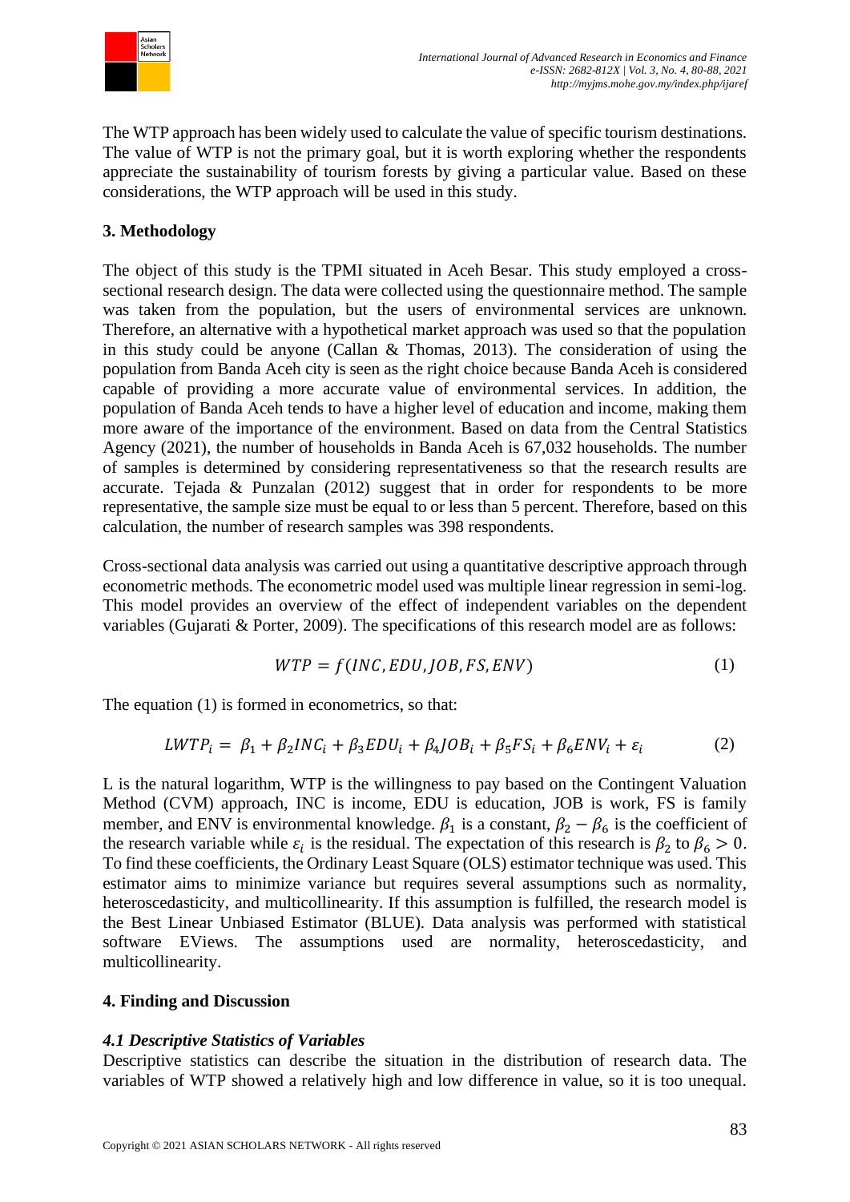The WTP approach has been widely used to calculate the value of specific tourism destinations. The value of WTP is not the primary goal, but it is worth exploring whether the respondents appreciate the sustainability of tourism forests by giving a particular value. Based on these considerations, the WTP approach will be used in this study.

## 3. Methodology

The object of this study is the TPMI situated in Aceh Besar. This study employed a cross-sectional research design. The data were collected using the questionnaire method. The sample was taken from the population, but the users of environmental services are unknown. Therefore, an alternative with a hypothetical market approach was used so that the population in this study could be anyone (Callan & Thomas, 2013). The consideration of using the population from Banda Aceh city is seen as the right choice because Banda Aceh is considered capable of providing a more accurate value of environmental services. In addition, the population of Banda Aceh tends to have a higher level of education and income, making them more aware of the importance of the environment. Based on data from the Central Statistics Agency (2021), the number of households in Banda Aceh is 67,032 households. The number of samples is determined by considering representativeness so that the research results are accurate. Tejada & Punzalan (2012) suggest that in order for respondents to be more representative, the sample size must be equal to or less than 5 percent. Therefore, based on this calculation, the number of research samples was 398 respondents.

Cross-sectional data analysis was carried out using a quantitative descriptive approach through econometric methods. The econometric model used was multiple linear regression in semi-log. This model provides an overview of the effect of independent variables on the dependent variables (Gujarati & Porter, 2009). The specifications of this research model are as follows:

$$WTP = f(INC, EDU, JOB, FS, ENV) \tag{1}$$

The equation (1) is formed in econometrics, so that:

$$LWTP_i = \beta_1 + \beta_2 INC_i + \beta_3 EDU_i + \beta_4 JOB_i + \beta_5 FS_i + \beta_6 ENV_i + \varepsilon_i \tag{2}$$

L is the natural logarithm, WTP is the willingness to pay based on the Contingent Valuation Method (CVM) approach, INC is income, EDU is education, JOB is work, FS is family member, and ENV is environmental knowledge. $\beta_1$ is a constant, $\beta_2 - \beta_6$ is the coefficient of the research variable while $\varepsilon_i$ is the residual. The expectation of this research is $\beta_2$ to $\beta_6 > 0$. To find these coefficients, the Ordinary Least Square (OLS) estimator technique was used. This estimator aims to minimize variance but requires several assumptions such as normality, heteroscedasticity, and multicollinearity. If this assumption is fulfilled, the research model is the Best Linear Unbiased Estimator (BLUE). Data analysis was performed with statistical software EViews. The assumptions used are normality, heteroscedasticity, and multicollinearity.

## 4. Finding and Discussion

### *4.1 Descriptive Statistics of Variables*

Descriptive statistics can describe the situation in the distribution of research data. The variables of WTP showed a relatively high and low difference in value, so it is too unequal.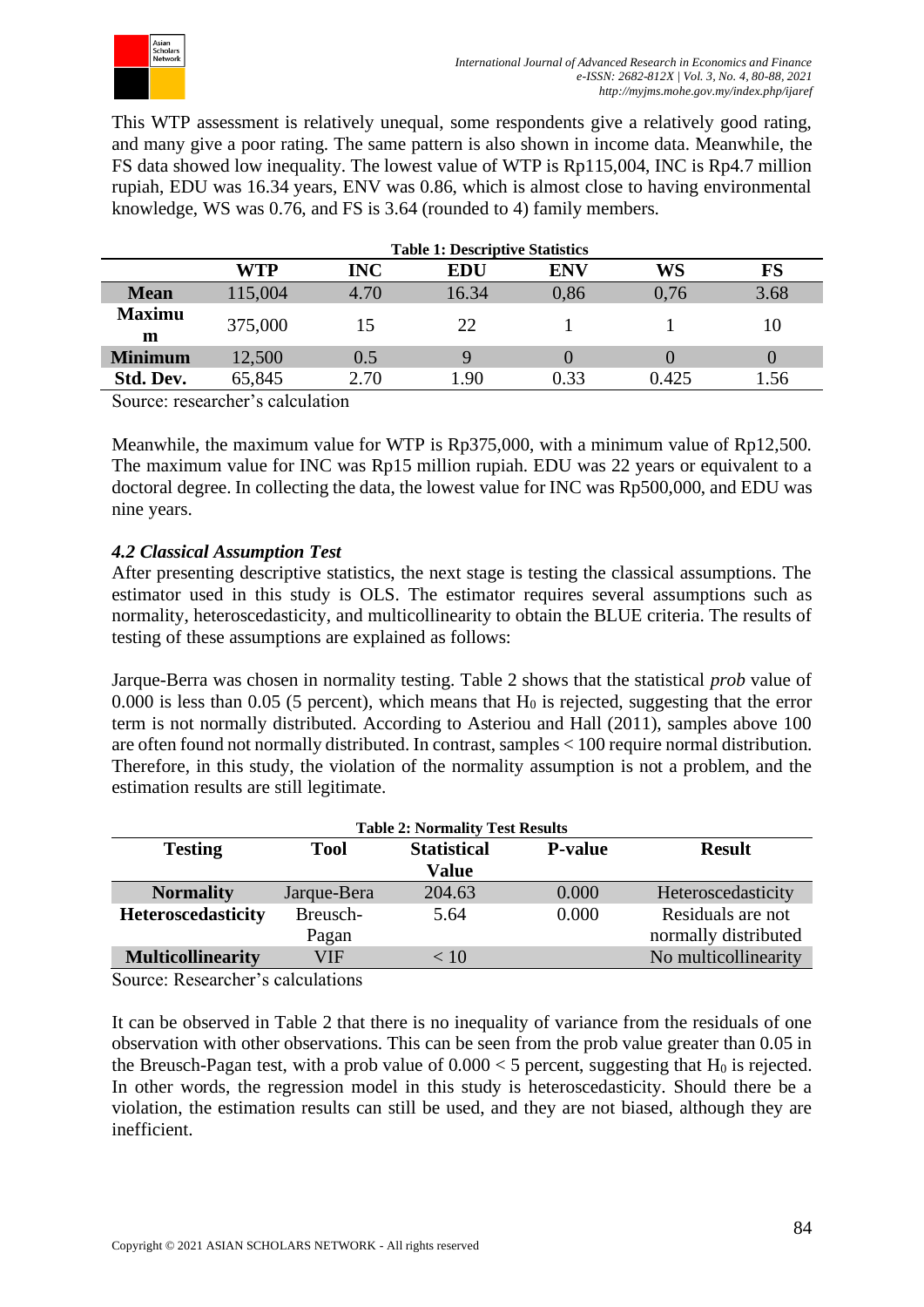This WTP assessment is relatively unequal, some respondents give a relatively good rating, and many give a poor rating. The same pattern is also shown in income data. Meanwhile, the FS data showed low inequality. The lowest value of WTP is Rp115,004, INC is Rp4.7 million rupiah, EDU was 16.34 years, ENV was 0.86, which is almost close to having environmental knowledge, WS was 0.76, and FS is 3.64 (rounded to 4) family members.

**Table 1: Descriptive Statistics**

| | WTP | INC | EDU | ENV | WS | FS |
|---|---|---|---|---|---|---|
| **Mean** | 115,004 | 4.70 | 16.34 | 0,86 | 0,76 | 3.68 |
| **Maximum** | 375,000 | 15 | 22 | 1 | 1 | 10 |
| **Minimum** | 12,500 | 0.5 | 9 | 0 | 0 | 0 |
| **Std. Dev.** | 65,845 | 2.70 | 1.90 | 0.33 | 0.425 | 1.56 |

Source: researcher's calculation

Meanwhile, the maximum value for WTP is Rp375,000, with a minimum value of Rp12,500. The maximum value for INC was Rp15 million rupiah. EDU was 22 years or equivalent to a doctoral degree. In collecting the data, the lowest value for INC was Rp500,000, and EDU was nine years.

### *4.2 Classical Assumption Test*

After presenting descriptive statistics, the next stage is testing the classical assumptions. The estimator used in this study is OLS. The estimator requires several assumptions such as normality, heteroscedasticity, and multicollinearity to obtain the BLUE criteria. The results of testing of these assumptions are explained as follows:

Jarque-Berra was chosen in normality testing. Table 2 shows that the statistical *prob* value of 0.000 is less than 0.05 (5 percent), which means that $H_0$ is rejected, suggesting that the error term is not normally distributed. According to Asteriou and Hall (2011), samples above 100 are often found not normally distributed. In contrast, samples < 100 require normal distribution. Therefore, in this study, the violation of the normality assumption is not a problem, and the estimation results are still legitimate.

**Table 2: Normality Test Results**

| Testing | Tool | Statistical Value | P-value | Result |
|---|---|---|---|---|
| **Normality** | Jarque-Bera | 204.63 | 0.000 | Heteroscedasticity |
| **Heteroscedasticity** | Breusch-Pagan | 5.64 | 0.000 | Residuals are not normally distributed |
| **Multicollinearity** | VIF | < 10 | | No multicollinearity |

Source: Researcher's calculations

It can be observed in Table 2 that there is no inequality of variance from the residuals of one observation with other observations. This can be seen from the prob value greater than 0.05 in the Breusch-Pagan test, with a prob value of 0.000 < 5 percent, suggesting that $H_0$ is rejected. In other words, the regression model in this study is heteroscedasticity. Should there be a violation, the estimation results can still be used, and they are not biased, although they are inefficient.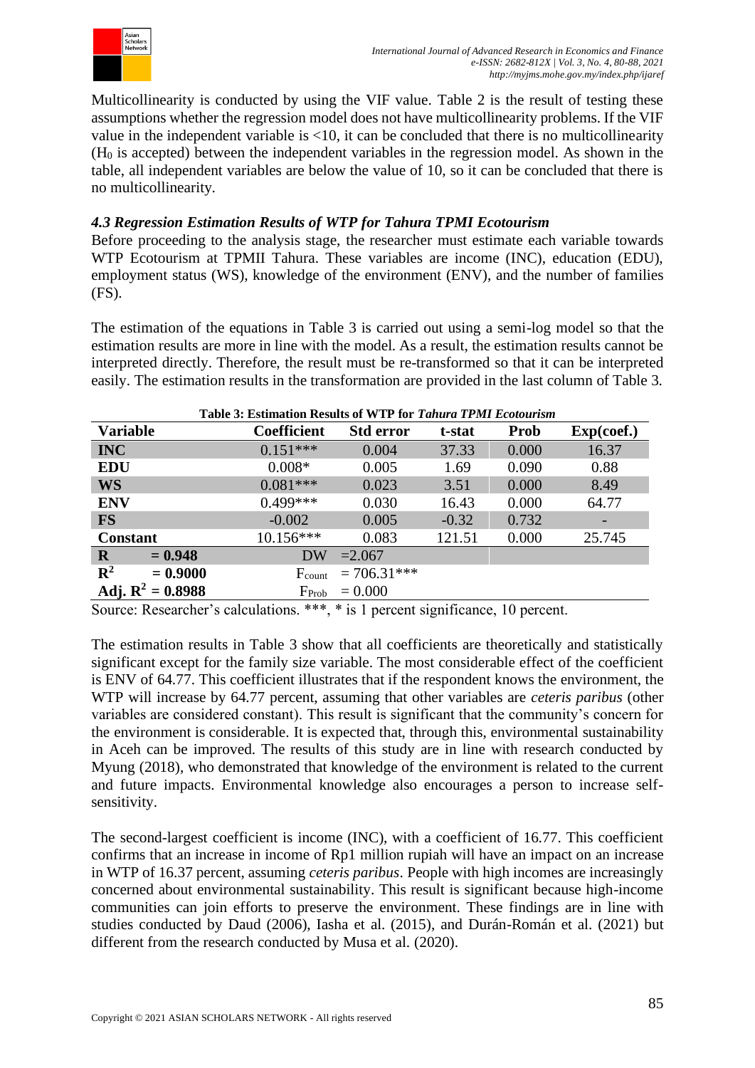Multicollinearity is conducted by using the VIF value. Table 2 is the result of testing these assumptions whether the regression model does not have multicollinearity problems. If the VIF value in the independent variable is <10, it can be concluded that there is no multicollinearity ($H_0$ is accepted) between the independent variables in the regression model. As shown in the table, all independent variables are below the value of 10, so it can be concluded that there is no multicollinearity.

### *4.3 Regression Estimation Results of WTP for Tahura TPMI Ecotourism*

Before proceeding to the analysis stage, the researcher must estimate each variable towards WTP Ecotourism at TPMII Tahura. These variables are income (INC), education (EDU), employment status (WS), knowledge of the environment (ENV), and the number of families (FS).

The estimation of the equations in Table 3 is carried out using a semi-log model so that the estimation results are more in line with the model. As a result, the estimation results cannot be interpreted directly. Therefore, the result must be re-transformed so that it can be interpreted easily. The estimation results in the transformation are provided in the last column of Table 3.

**Table 3: Estimation Results of WTP for *Tahura TPMI Ecotourism***

| Variable | Coefficient | Std error | t-stat | Prob | Exp(coef.) |
|---|---|---|---|---|---|
| **INC** | 0.151*** | 0.004 | 37.33 | 0.000 | 16.37 |
| **EDU** | 0.008* | 0.005 | 1.69 | 0.090 | 0.88 |
| **WS** | 0.081*** | 0.023 | 3.51 | 0.000 | 8.49 |
| **ENV** | 0.499*** | 0.030 | 16.43 | 0.000 | 64.77 |
| **FS** | -0.002 | 0.005 | -0.32 | 0.732 | - |
| **Constant** | 10.156*** | 0.083 | 121.51 | 0.000 | 25.745 |
| **R = 0.948** | DW | =2.067 | | | |
| **$R^2$ = 0.9000** | $F_{count}$ | = 706.31*** | | | |
| **Adj. $R^2$ = 0.8988** | $F_{Prob}$ | = 0.000 | | | |

Source: Researcher's calculations. ***, * is 1 percent significance, 10 percent.

The estimation results in Table 3 show that all coefficients are theoretically and statistically significant except for the family size variable. The most considerable effect of the coefficient is ENV of 64.77. This coefficient illustrates that if the respondent knows the environment, the WTP will increase by 64.77 percent, assuming that other variables are *ceteris paribus* (other variables are considered constant). This result is significant that the community's concern for the environment is considerable. It is expected that, through this, environmental sustainability in Aceh can be improved. The results of this study are in line with research conducted by Myung (2018), who demonstrated that knowledge of the environment is related to the current and future impacts. Environmental knowledge also encourages a person to increase self-sensitivity.

The second-largest coefficient is income (INC), with a coefficient of 16.77. This coefficient confirms that an increase in income of Rp1 million rupiah will have an impact on an increase in WTP of 16.37 percent, assuming *ceteris paribus*. People with high incomes are increasingly concerned about environmental sustainability. This result is significant because high-income communities can join efforts to preserve the environment. These findings are in line with studies conducted by Daud (2006), Iasha et al. (2015), and Durán-Román et al. (2021) but different from the research conducted by Musa et al. (2020).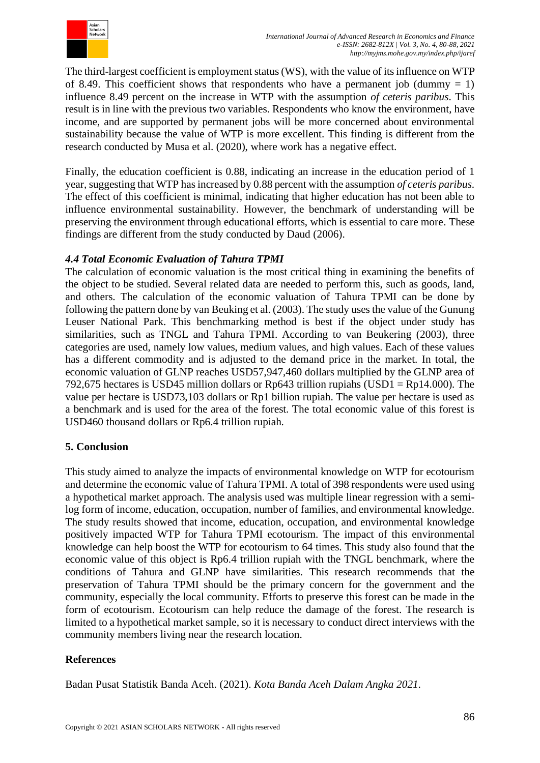The third-largest coefficient is employment status (WS), with the value of its influence on WTP of 8.49. This coefficient shows that respondents who have a permanent job (dummy = 1) influence 8.49 percent on the increase in WTP with the assumption *of ceteris paribus*. This result is in line with the previous two variables. Respondents who know the environment, have income, and are supported by permanent jobs will be more concerned about environmental sustainability because the value of WTP is more excellent. This finding is different from the research conducted by Musa et al. (2020), where work has a negative effect.

Finally, the education coefficient is 0.88, indicating an increase in the education period of 1 year, suggesting that WTP has increased by 0.88 percent with the assumption *of ceteris paribus*. The effect of this coefficient is minimal, indicating that higher education has not been able to influence environmental sustainability. However, the benchmark of understanding will be preserving the environment through educational efforts, which is essential to care more. These findings are different from the study conducted by Daud (2006).

### *4.4 Total Economic Evaluation of Tahura TPMI*

The calculation of economic valuation is the most critical thing in examining the benefits of the object to be studied. Several related data are needed to perform this, such as goods, land, and others. The calculation of the economic valuation of Tahura TPMI can be done by following the pattern done by van Beuking et al. (2003). The study uses the value of the Gunung Leuser National Park. This benchmarking method is best if the object under study has similarities, such as TNGL and Tahura TPMI. According to van Beukering (2003), three categories are used, namely low values, medium values, and high values. Each of these values has a different commodity and is adjusted to the demand price in the market. In total, the economic valuation of GLNP reaches USD57,947,460 dollars multiplied by the GLNP area of 792,675 hectares is USD45 million dollars or Rp643 trillion rupiahs (USD1 = Rp14.000). The value per hectare is USD73,103 dollars or Rp1 billion rupiah. The value per hectare is used as a benchmark and is used for the area of the forest. The total economic value of this forest is USD460 thousand dollars or Rp6.4 trillion rupiah.

## 5. Conclusion

This study aimed to analyze the impacts of environmental knowledge on WTP for ecotourism and determine the economic value of Tahura TPMI. A total of 398 respondents were used using a hypothetical market approach. The analysis used was multiple linear regression with a semi-log form of income, education, occupation, number of families, and environmental knowledge. The study results showed that income, education, occupation, and environmental knowledge positively impacted WTP for Tahura TPMI ecotourism. The impact of this environmental knowledge can help boost the WTP for ecotourism to 64 times. This study also found that the economic value of this object is Rp6.4 trillion rupiah with the TNGL benchmark, where the conditions of Tahura and GLNP have similarities. This research recommends that the preservation of Tahura TPMI should be the primary concern for the government and the community, especially the local community. Efforts to preserve this forest can be made in the form of ecotourism. Ecotourism can help reduce the damage of the forest. The research is limited to a hypothetical market sample, so it is necessary to conduct direct interviews with the community members living near the research location.

## References

Badan Pusat Statistik Banda Aceh. (2021). *Kota Banda Aceh Dalam Angka 2021*.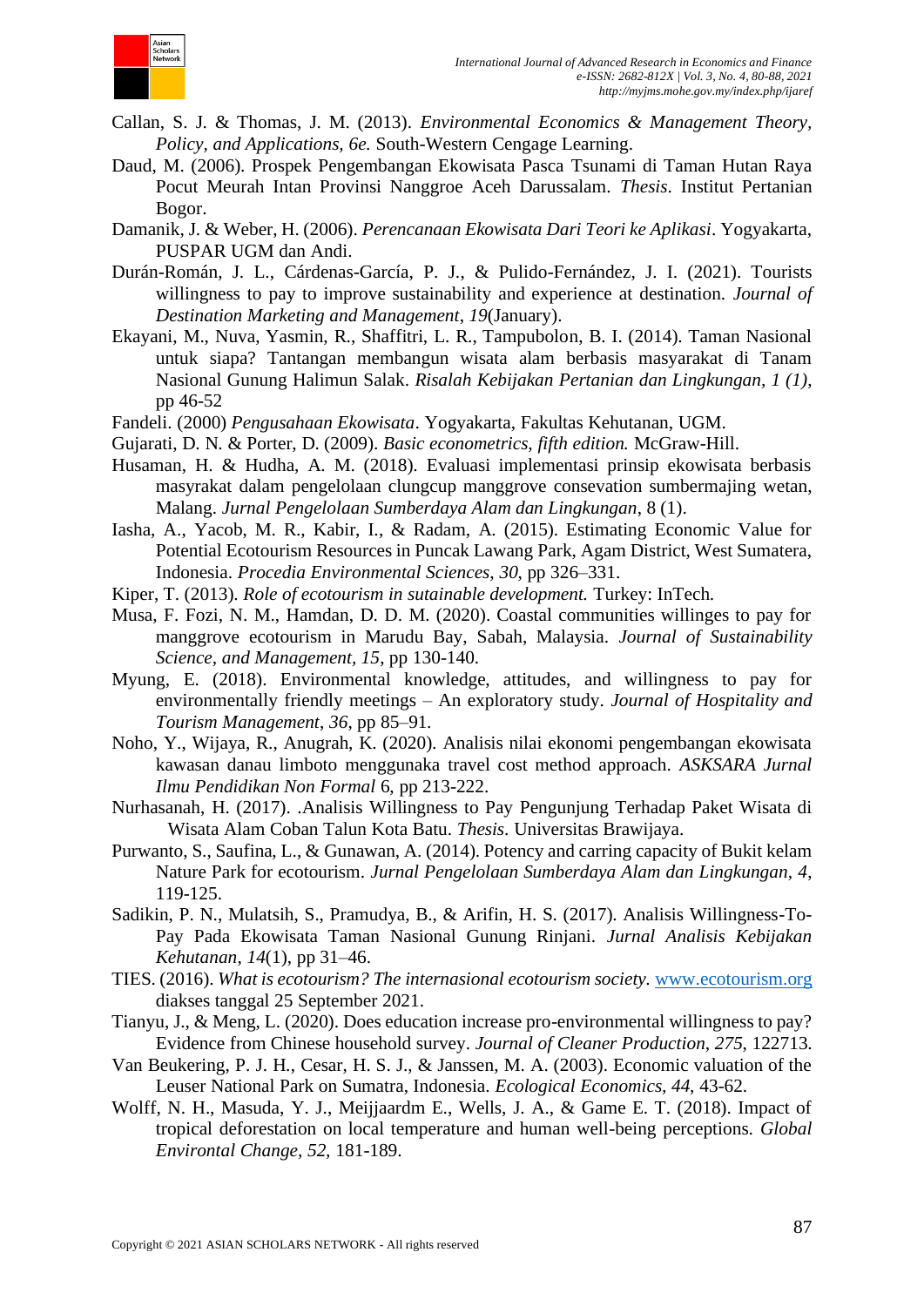Callan, S. J. & Thomas, J. M. (2013). *Environmental Economics & Management Theory, Policy, and Applications, 6e.* South-Western Cengage Learning.

Daud, M. (2006). Prospek Pengembangan Ekowisata Pasca Tsunami di Taman Hutan Raya Pocut Meurah Intan Provinsi Nanggroe Aceh Darussalam. *Thesis*. Institut Pertanian Bogor.

Damanik, J. & Weber, H. (2006). *Perencanaan Ekowisata Dari Teori ke Aplikasi*. Yogyakarta, PUSPAR UGM dan Andi.

Durán-Román, J. L., Cárdenas-García, P. J., & Pulido-Fernández, J. I. (2021). Tourists willingness to pay to improve sustainability and experience at destination. *Journal of Destination Marketing and Management*, *19*(January).

Ekayani, M., Nuva, Yasmin, R., Shaffitri, L. R., Tampubolon, B. I. (2014). Taman Nasional untuk siapa? Tantangan membangun wisata alam berbasis masyarakat di Tanam Nasional Gunung Halimun Salak. *Risalah Kebijakan Pertanian dan Lingkungan*, *1 (1)*, pp 46-52

Fandeli. (2000) *Pengusahaan Ekowisata*. Yogyakarta, Fakultas Kehutanan, UGM.

Gujarati, D. N. & Porter, D. (2009). *Basic econometrics, fifth edition.* McGraw-Hill.

Husaman, H. & Hudha, A. M. (2018). Evaluasi implementasi prinsip ekowisata berbasis masyarakat dalam pengelolaan clungcup manggrove consevation sumbermajing wetan, Malang. *Jurnal Pengelolaan Sumberdaya Alam dan Lingkungan*, 8 (1).

Iasha, A., Yacob, M. R., Kabir, I., & Radam, A. (2015). Estimating Economic Value for Potential Ecotourism Resources in Puncak Lawang Park, Agam District, West Sumatera, Indonesia. *Procedia Environmental Sciences*, *30*, pp 326–331.

Kiper, T. (2013). *Role of ecotourism in sutainable development.* Turkey: InTech.

Musa, F. Fozi, N. M., Hamdan, D. D. M. (2020). Coastal communities willinges to pay for manggrove ecotourism in Marudu Bay, Sabah, Malaysia. *Journal of Sustainability Science, and Management, 15*, pp 130-140.

Myung, E. (2018). Environmental knowledge, attitudes, and willingness to pay for environmentally friendly meetings – An exploratory study. *Journal of Hospitality and Tourism Management*, *36*, pp 85–91.

Noho, Y., Wijaya, R., Anugrah, K. (2020). Analisis nilai ekonomi pengembangan ekowisata kawasan danau limboto menggunaka travel cost method approach. *ASKSARA Jurnal Ilmu Pendidikan Non Formal* 6, pp 213-222.

Nurhasanah, H. (2017). .Analisis Willingness to Pay Pengunjung Terhadap Paket Wisata di Wisata Alam Coban Talun Kota Batu. *Thesis*. Universitas Brawijaya.

Purwanto, S., Saufina, L., & Gunawan, A. (2014). Potency and carring capacity of Bukit kelam Nature Park for ecotourism. *Jurnal Pengelolaan Sumberdaya Alam dan Lingkungan*, *4*, 119-125.

Sadikin, P. N., Mulatsih, S., Pramudya, B., & Arifin, H. S. (2017). Analisis Willingness-To-Pay Pada Ekowisata Taman Nasional Gunung Rinjani. *Jurnal Analisis Kebijakan Kehutanan*, *14*(1), pp 31–46.

TIES. (2016). *What is ecotourism? The internasional ecotourism society.* www.ecotourism.org diakses tanggal 25 September 2021.

Tianyu, J., & Meng, L. (2020). Does education increase pro-environmental willingness to pay? Evidence from Chinese household survey. *Journal of Cleaner Production*, *275*, 122713.

Van Beukering, P. J. H., Cesar, H. S. J., & Janssen, M. A. (2003). Economic valuation of the Leuser National Park on Sumatra, Indonesia. *Ecological Economics*, *44*, 43-62.

Wolff, N. H., Masuda, Y. J., Meijjaardm E., Wells, J. A., & Game E. T. (2018). Impact of tropical deforestation on local temperature and human well-being perceptions. *Global Environtal Change, 52,* 181-189.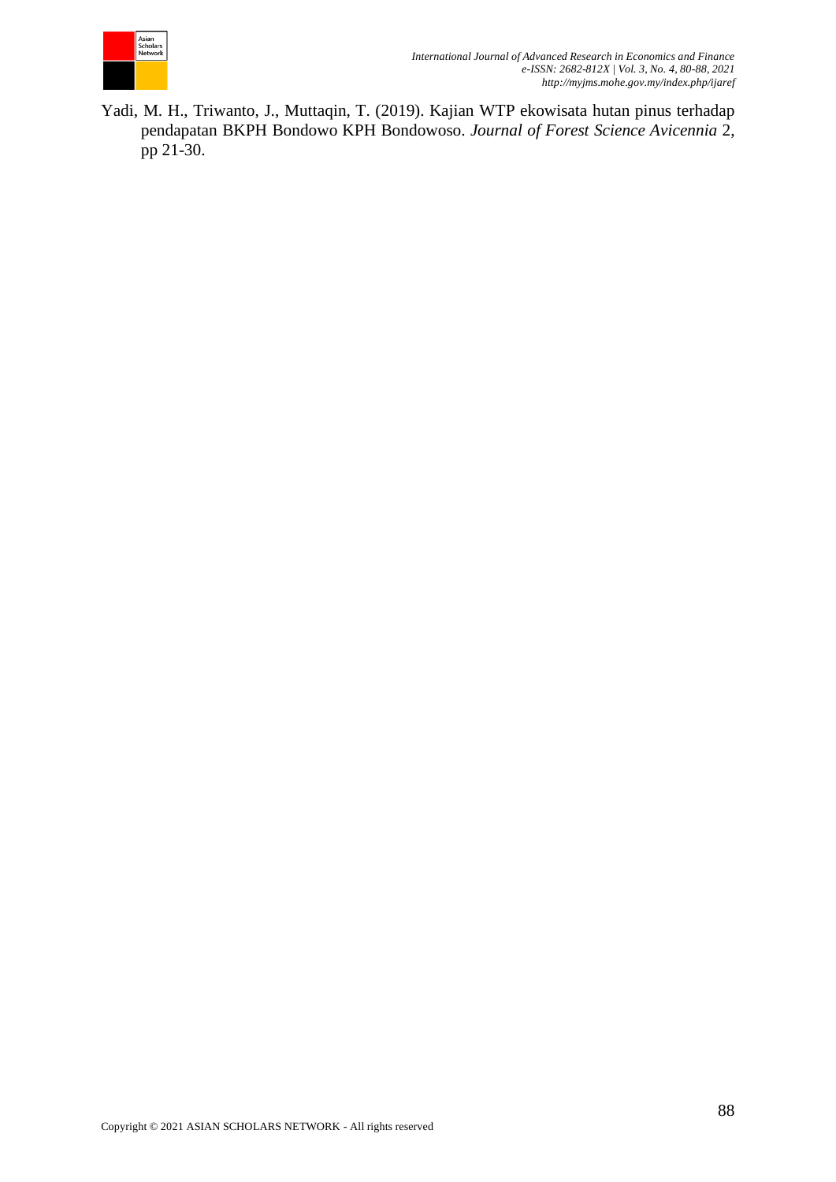Yadi, M. H., Triwanto, J., Muttaqin, T. (2019). Kajian WTP ekowisata hutan pinus terhadap pendapatan BKPH Bondowo KPH Bondowoso. *Journal of Forest Science Avicennia* 2, pp 21-30.